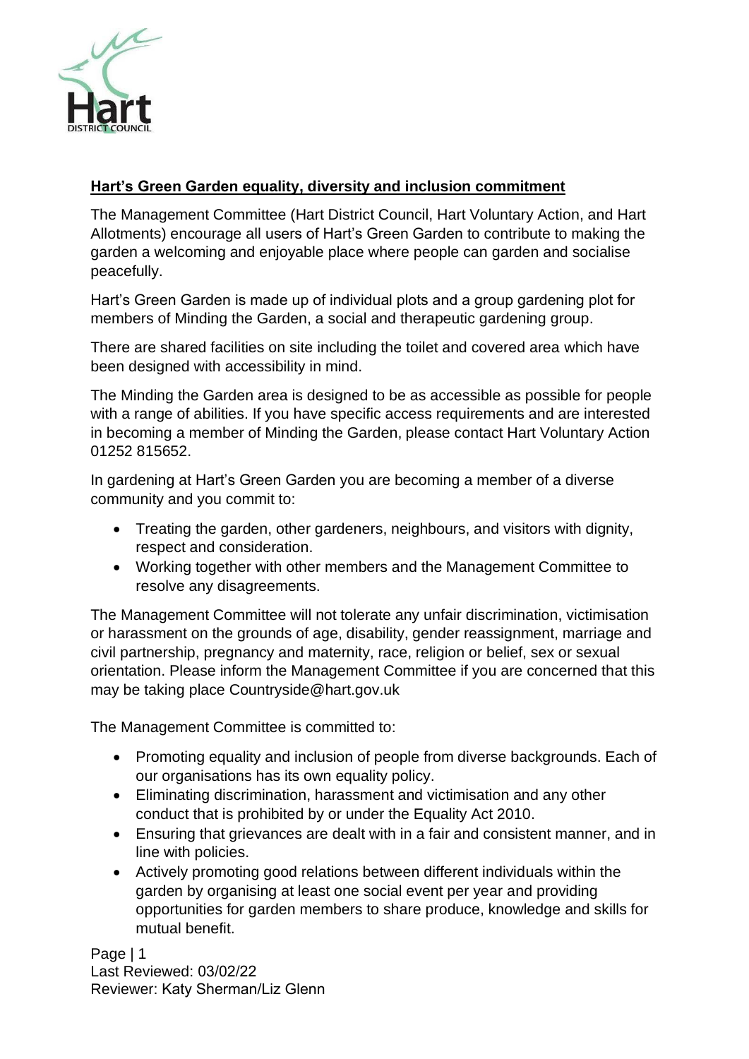## Hart's Green Garden equality, diversity and inclusion commitment

The Management Committee (Hart District Council, Hart Voluntary Action, and Hart Allotments) encourage all users of Hart's Green Garden to contribute to making the garden a welcoming and enjoyable place where people can garden and socialise peacefully.

Hart's Green Garden is made up of individual plots and a group gardening plot for members of Minding the Garden, a social and therapeutic gardening group.

There are shared facilities on site including the toilet and covered area which have been designed with accessibility in mind.

The Minding the Garden area is designed to be as accessible as possible for people with a range of abilities. If you have specific access requirements and are interested in becoming a member of Minding the Garden, please contact Hart Voluntary Action 01252 815652.

In gardening at Hart's Green Garden you are becoming a member of a diverse community and you commit to:

- Treating the garden, other gardeners, neighbours, and visitors with dignity, respect and consideration.
- Working together with other members and the Management Committee to resolve any disagreements.

The Management Committee will not tolerate any unfair discrimination, victimisation or harassment on the grounds of age, disability, gender reassignment, marriage and civil partnership, pregnancy and maternity, race, religion or belief, sex or sexual orientation. Please inform the Management Committee if you are concerned that this may be taking place Countryside@hart.gov.uk

The Management Committee is committed to:

- Promoting equality and inclusion of people from diverse backgrounds. Each of our organisations has its own equality policy.
- Eliminating discrimination, harassment and victimisation and any other conduct that is prohibited by or under the Equality Act 2010.
- Ensuring that grievances are dealt with in a fair and consistent manner, and in line with policies.
- Actively promoting good relations between different individuals within the garden by organising at least one social event per year and providing opportunities for garden members to share produce, knowledge and skills for mutual benefit.

Last Reviewed: 03/02/22
Reviewer: Katy Sherman/Liz Glenn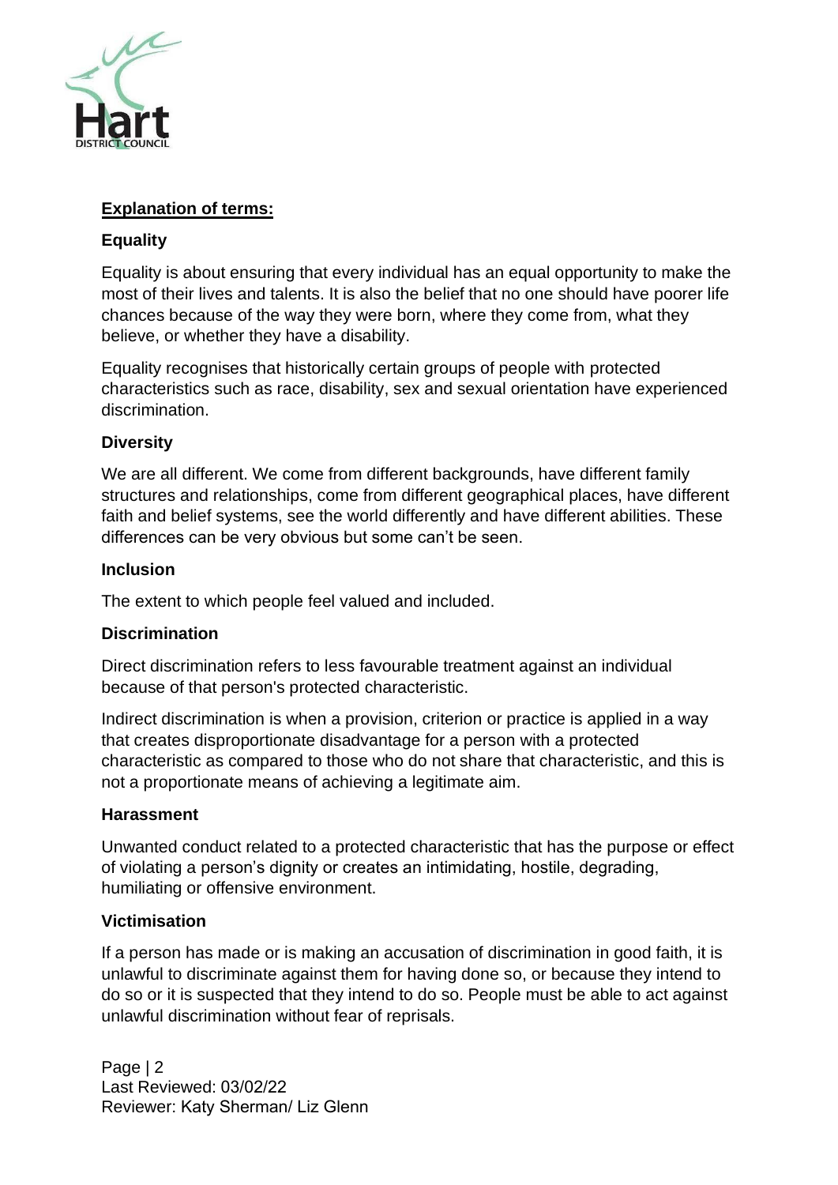**Explanation of terms:**

**Equality**

Equality is about ensuring that every individual has an equal opportunity to make the most of their lives and talents. It is also the belief that no one should have poorer life chances because of the way they were born, where they come from, what they believe, or whether they have a disability.

Equality recognises that historically certain groups of people with protected characteristics such as race, disability, sex and sexual orientation have experienced discrimination.

**Diversity**

We are all different. We come from different backgrounds, have different family structures and relationships, come from different geographical places, have different faith and belief systems, see the world differently and have different abilities. These differences can be very obvious but some can't be seen.

**Inclusion**

The extent to which people feel valued and included.

**Discrimination**

Direct discrimination refers to less favourable treatment against an individual because of that person's protected characteristic.

Indirect discrimination is when a provision, criterion or practice is applied in a way that creates disproportionate disadvantage for a person with a protected characteristic as compared to those who do not share that characteristic, and this is not a proportionate means of achieving a legitimate aim.

**Harassment**

Unwanted conduct related to a protected characteristic that has the purpose or effect of violating a person's dignity or creates an intimidating, hostile, degrading, humiliating or offensive environment.

**Victimisation**

If a person has made or is making an accusation of discrimination in good faith, it is unlawful to discriminate against them for having done so, or because they intend to do so or it is suspected that they intend to do so. People must be able to act against unlawful discrimination without fear of reprisals.

Last Reviewed: 03/02/22
Reviewer: Katy Sherman/ Liz Glenn